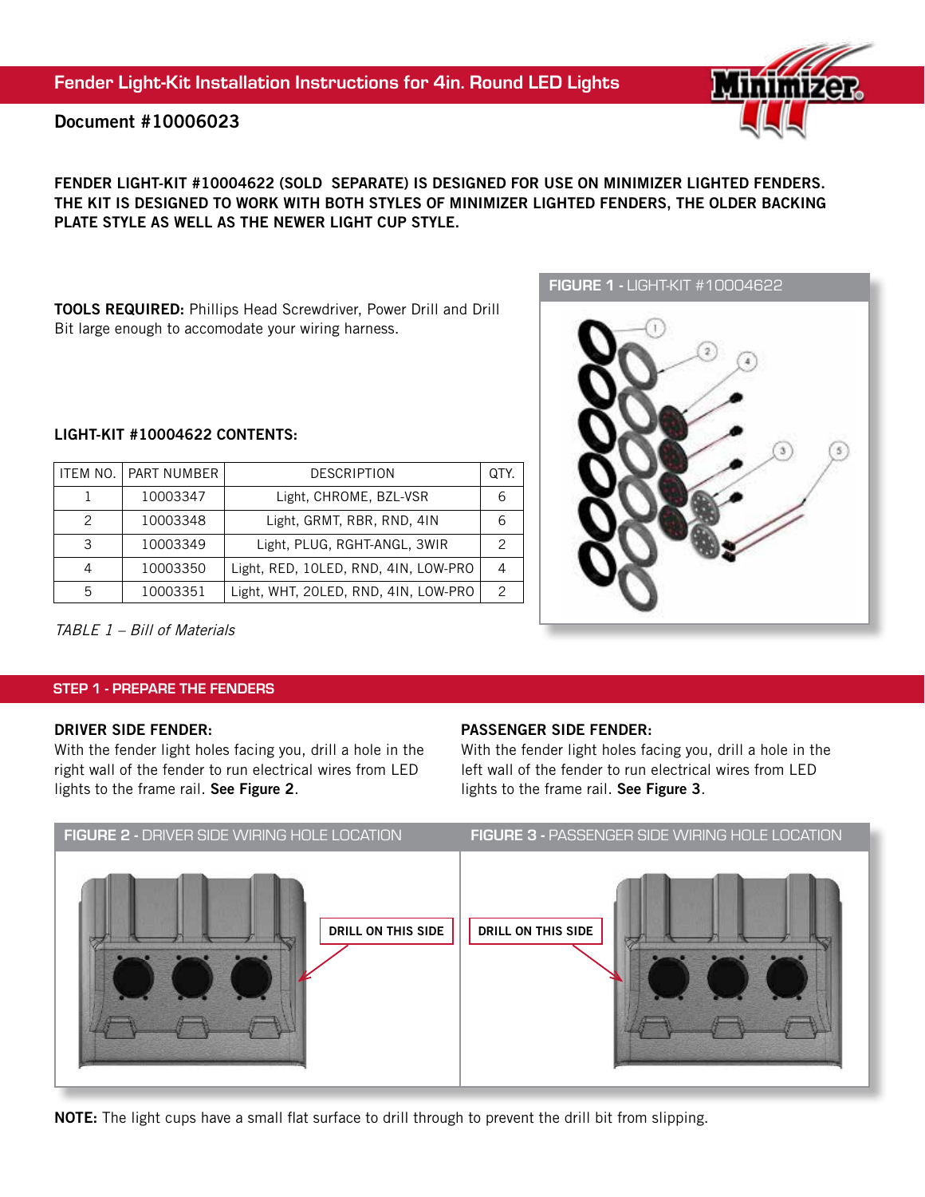# Fender Light-Kit Installation Instructions for 4in. Round LED Lights

**Document #10006023**

**FENDER LIGHT-KIT #10004622 (SOLD SEPARATE) IS DESIGNED FOR USE ON MINIMIZER LIGHTED FENDERS. THE KIT IS DESIGNED TO WORK WITH BOTH STYLES OF MINIMIZER LIGHTED FENDERS, THE OLDER BACKING PLATE STYLE AS WELL AS THE NEWER LIGHT CUP STYLE.**

**TOOLS REQUIRED:** Phillips Head Screwdriver, Power Drill and Drill Bit large enough to accomodate your wiring harness.

**LIGHT-KIT #10004622 CONTENTS:**

| ITEM NO. | PART NUMBER | DESCRIPTION | QTY. |
|---|---|---|---|
| 1 | 10003347 | Light, CHROME, BZL-VSR | 6 |
| 2 | 10003348 | Light, GRMT, RBR, RND, 4IN | 6 |
| 3 | 10003349 | Light, PLUG, RGHT-ANGL, 3WIR | 2 |
| 4 | 10003350 | Light, RED, 10LED, RND, 4IN, LOW-PRO | 4 |
| 5 | 10003351 | Light, WHT, 20LED, RND, 4IN, LOW-PRO | 2 |

*TABLE 1 – Bill of Materials*

**FIGURE 1 -** LIGHT-KIT #10004622

## STEP 1 - PREPARE THE FENDERS

**DRIVER SIDE FENDER:**
With the fender light holes facing you, drill a hole in the right wall of the fender to run electrical wires from LED lights to the frame rail. **See Figure 2**.

**PASSENGER SIDE FENDER:**
With the fender light holes facing you, drill a hole in the left wall of the fender to run electrical wires from LED lights to the frame rail. **See Figure 3**.

**FIGURE 2 -** DRIVER SIDE WIRING HOLE LOCATION

DRILL ON THIS SIDE

**FIGURE 3 -** PASSENGER SIDE WIRING HOLE LOCATION

DRILL ON THIS SIDE

**NOTE:** The light cups have a small flat surface to drill through to prevent the drill bit from slipping.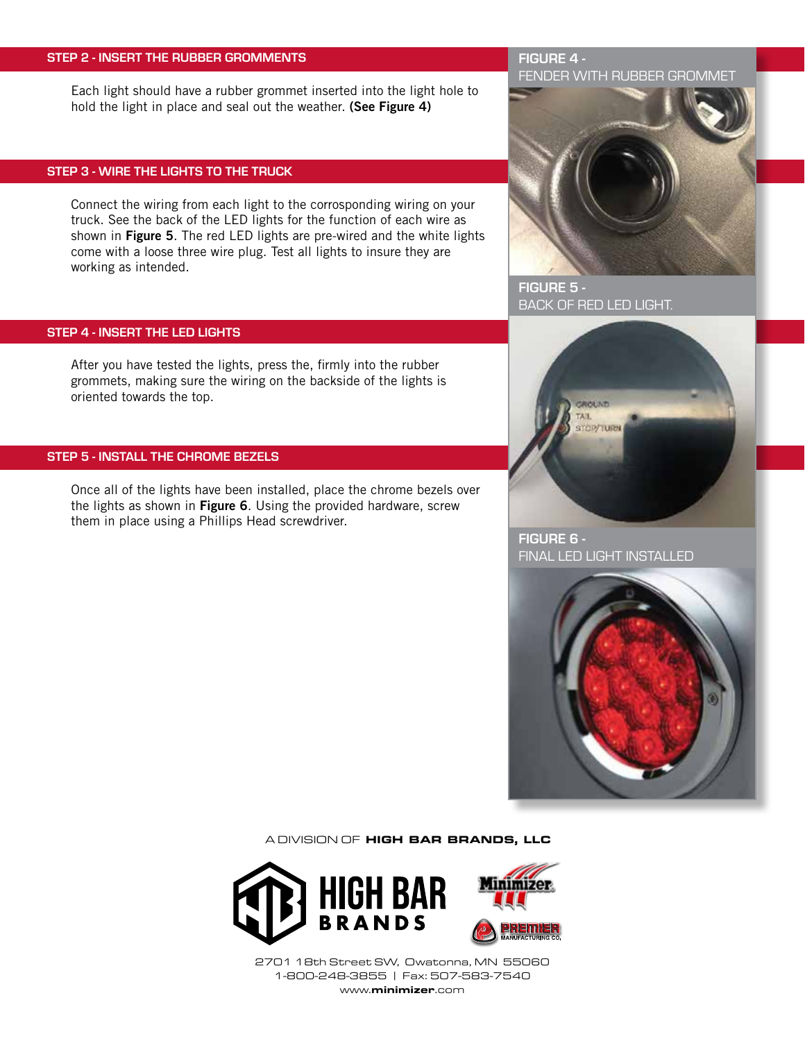## STEP 2 - INSERT THE RUBBER GROMMENTS

Each light should have a rubber grommet inserted into the light hole to hold the light in place and seal out the weather. **(See Figure 4)**

## STEP 3 - WIRE THE LIGHTS TO THE TRUCK

Connect the wiring from each light to the corrosponding wiring on your truck. See the back of the LED lights for the function of each wire as shown in **Figure 5**. The red LED lights are pre-wired and the white lights come with a loose three wire plug. Test all lights to insure they are working as intended.

## STEP 4 - INSERT THE LED LIGHTS

After you have tested the lights, press the, firmly into the rubber grommets, making sure the wiring on the backside of the lights is oriented towards the top.

## STEP 5 - INSTALL THE CHROME BEZELS

Once all of the lights have been installed, place the chrome bezels over the lights as shown in **Figure 6**. Using the provided hardware, screw them in place using a Phillips Head screwdriver.

**FIGURE 4 -**
FENDER WITH RUBBER GROMMET

**FIGURE 5 -**
BACK OF RED LED LIGHT.

GROUND
TAIL
STOP/TURN

**FIGURE 6 -**
FINAL LED LIGHT INSTALLED

A DIVISION OF **HIGH BAR BRANDS, LLC**

HIGH BAR BRANDS

Minimizer

PREMIER MANUFACTURING CO.

2701 18th Street SW, Owatonna, MN 55060
1-800-248-3855 | Fax: 507-583-7540
www.**minimizer**.com